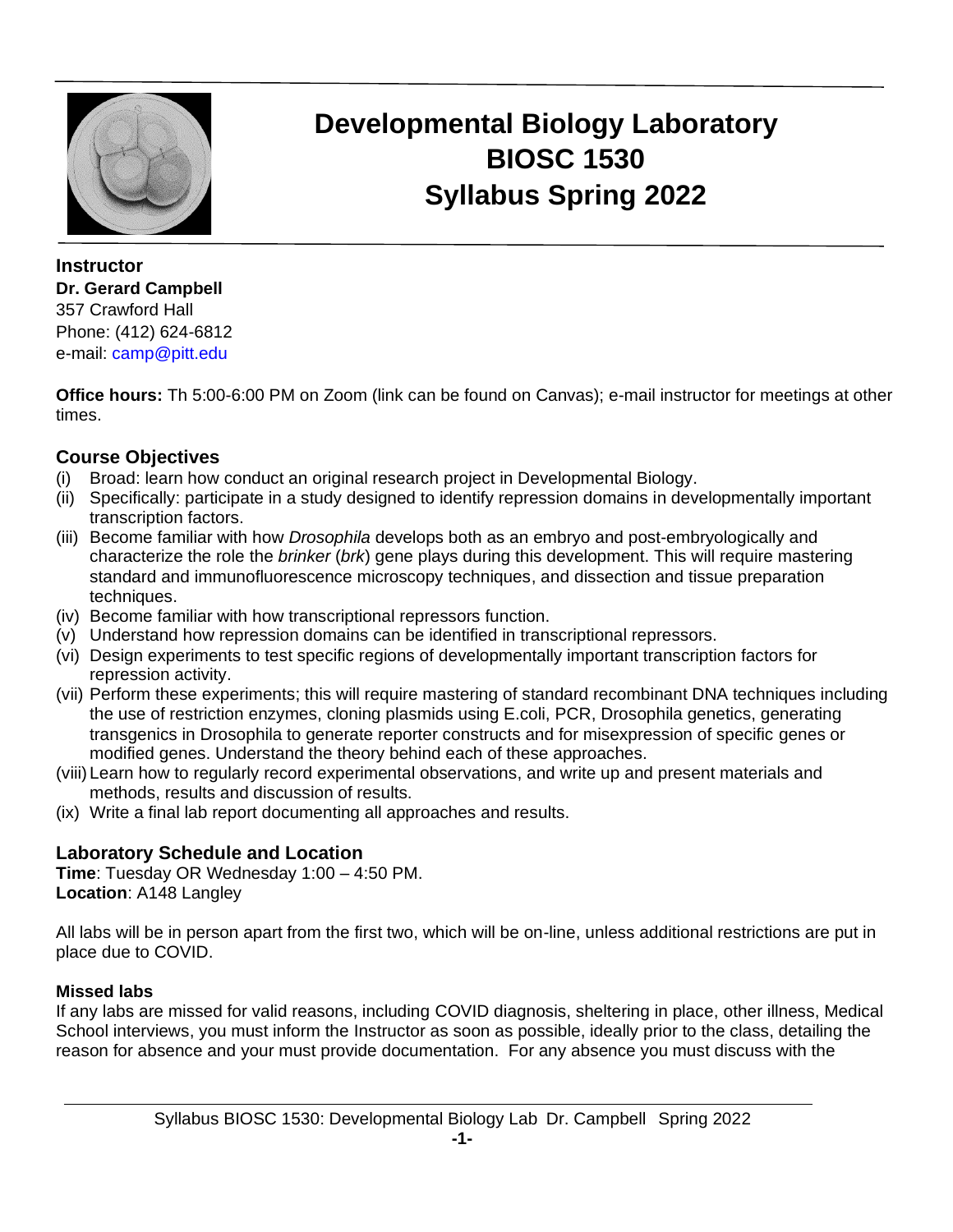# Developmental Biology Laboratory
# BIOSC 1530
# Syllabus Spring 2022

**Instructor**
**Dr. Gerard Campbell**
357 Crawford Hall
Phone: (412) 624-6812
e-mail: camp@pitt.edu

**Office hours:** Th 5:00-6:00 PM on Zoom (link can be found on Canvas); e-mail instructor for meetings at other times.

## Course Objectives

(i) Broad: learn how conduct an original research project in Developmental Biology.
(ii) Specifically: participate in a study designed to identify repression domains in developmentally important transcription factors.
(iii) Become familiar with how *Drosophila* develops both as an embryo and post-embryologically and characterize the role the *brinker* (*brk*) gene plays during this development. This will require mastering standard and immunofluorescence microscopy techniques, and dissection and tissue preparation techniques.
(iv) Become familiar with how transcriptional repressors function.
(v) Understand how repression domains can be identified in transcriptional repressors.
(vi) Design experiments to test specific regions of developmentally important transcription factors for repression activity.
(vii) Perform these experiments; this will require mastering of standard recombinant DNA techniques including the use of restriction enzymes, cloning plasmids using E.coli, PCR, Drosophila genetics, generating transgenics in Drosophila to generate reporter constructs and for misexpression of specific genes or modified genes. Understand the theory behind each of these approaches.
(viii) Learn how to regularly record experimental observations, and write up and present materials and methods, results and discussion of results.
(ix) Write a final lab report documenting all approaches and results.

## Laboratory Schedule and Location

**Time**: Tuesday OR Wednesday 1:00 – 4:50 PM.
**Location**: A148 Langley

All labs will be in person apart from the first two, which will be on-line, unless additional restrictions are put in place due to COVID.

### Missed labs

If any labs are missed for valid reasons, including COVID diagnosis, sheltering in place, other illness, Medical School interviews, you must inform the Instructor as soon as possible, ideally prior to the class, detailing the reason for absence and your must provide documentation. For any absence you must discuss with the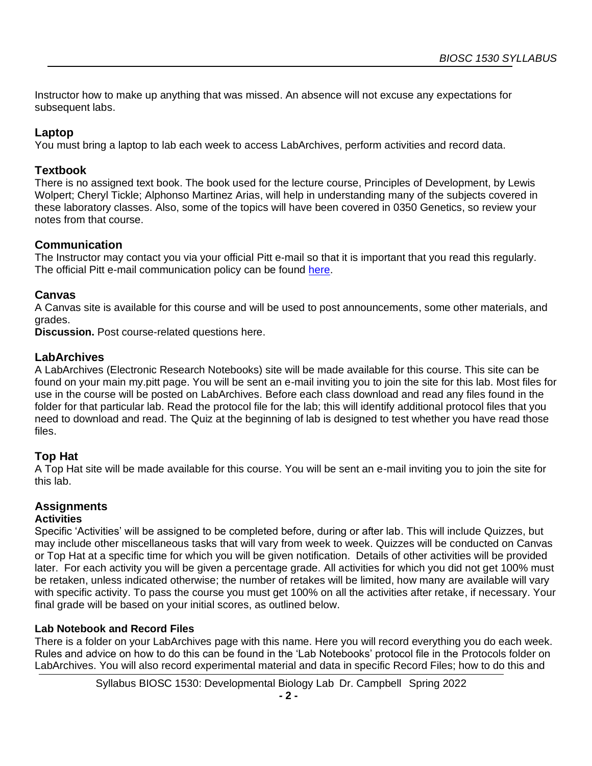Instructor how to make up anything that was missed. An absence will not excuse any expectations for subsequent labs.

## Laptop

You must bring a laptop to lab each week to access LabArchives, perform activities and record data.

## Textbook

There is no assigned text book. The book used for the lecture course, Principles of Development, by Lewis Wolpert; Cheryl Tickle; Alphonso Martinez Arias, will help in understanding many of the subjects covered in these laboratory classes. Also, some of the topics will have been covered in 0350 Genetics, so review your notes from that course.

## Communication

The Instructor may contact you via your official Pitt e-mail so that it is important that you read this regularly. The official Pitt e-mail communication policy can be found here.

## Canvas

A Canvas site is available for this course and will be used to post announcements, some other materials, and grades.

**Discussion.** Post course-related questions here.

## LabArchives

A LabArchives (Electronic Research Notebooks) site will be made available for this course. This site can be found on your main my.pitt page. You will be sent an e-mail inviting you to join the site for this lab. Most files for use in the course will be posted on LabArchives. Before each class download and read any files found in the folder for that particular lab. Read the protocol file for the lab; this will identify additional protocol files that you need to download and read. The Quiz at the beginning of lab is designed to test whether you have read those files.

## Top Hat

A Top Hat site will be made available for this course. You will be sent an e-mail inviting you to join the site for this lab.

## Assignments

### Activities

Specific 'Activities' will be assigned to be completed before, during or after lab. This will include Quizzes, but may include other miscellaneous tasks that will vary from week to week. Quizzes will be conducted on Canvas or Top Hat at a specific time for which you will be given notification. Details of other activities will be provided later. For each activity you will be given a percentage grade. All activities for which you did not get 100% must be retaken, unless indicated otherwise; the number of retakes will be limited, how many are available will vary with specific activity. To pass the course you must get 100% on all the activities after retake, if necessary. Your final grade will be based on your initial scores, as outlined below.

### Lab Notebook and Record Files

There is a folder on your LabArchives page with this name. Here you will record everything you do each week. Rules and advice on how to do this can be found in the 'Lab Notebooks' protocol file in the Protocols folder on LabArchives. You will also record experimental material and data in specific Record Files; how to do this and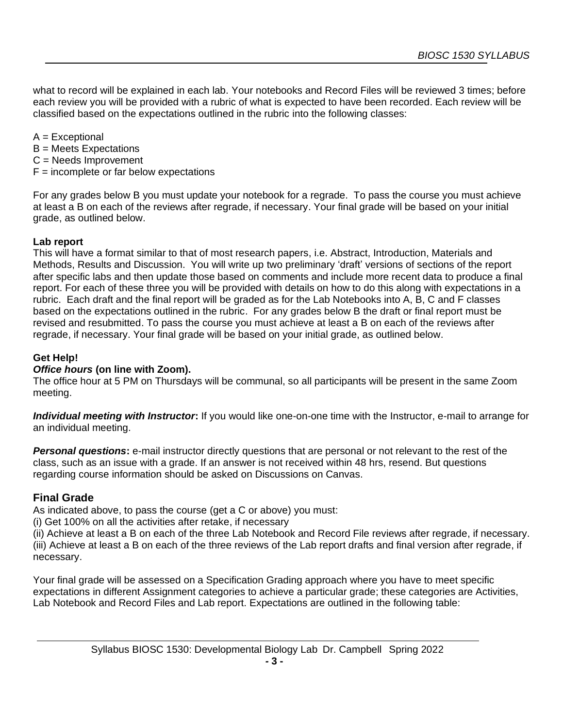what to record will be explained in each lab. Your notebooks and Record Files will be reviewed 3 times; before each review you will be provided with a rubric of what is expected to have been recorded. Each review will be classified based on the expectations outlined in the rubric into the following classes:

A = Exceptional
B = Meets Expectations
C = Needs Improvement
F = incomplete or far below expectations

For any grades below B you must update your notebook for a regrade. To pass the course you must achieve at least a B on each of the reviews after regrade, if necessary. Your final grade will be based on your initial grade, as outlined below.

**Lab report**
This will have a format similar to that of most research papers, i.e. Abstract, Introduction, Materials and Methods, Results and Discussion. You will write up two preliminary 'draft' versions of sections of the report after specific labs and then update those based on comments and include more recent data to produce a final report. For each of these three you will be provided with details on how to do this along with expectations in a rubric. Each draft and the final report will be graded as for the Lab Notebooks into A, B, C and F classes based on the expectations outlined in the rubric. For any grades below B the draft or final report must be revised and resubmitted. To pass the course you must achieve at least a B on each of the reviews after regrade, if necessary. Your final grade will be based on your initial grade, as outlined below.

**Get Help!**
***Office hours* (on line with Zoom).**
The office hour at 5 PM on Thursdays will be communal, so all participants will be present in the same Zoom meeting.

***Individual meeting with Instructor*:** If you would like one-on-one time with the Instructor, e-mail to arrange for an individual meeting.

***Personal questions*:** e-mail instructor directly questions that are personal or not relevant to the rest of the class, such as an issue with a grade. If an answer is not received within 48 hrs, resend. But questions regarding course information should be asked on Discussions on Canvas.

## Final Grade

As indicated above, to pass the course (get a C or above) you must:
(i) Get 100% on all the activities after retake, if necessary
(ii) Achieve at least a B on each of the three Lab Notebook and Record File reviews after regrade, if necessary.
(iii) Achieve at least a B on each of the three reviews of the Lab report drafts and final version after regrade, if necessary.

Your final grade will be assessed on a Specification Grading approach where you have to meet specific expectations in different Assignment categories to achieve a particular grade; these categories are Activities, Lab Notebook and Record Files and Lab report. Expectations are outlined in the following table: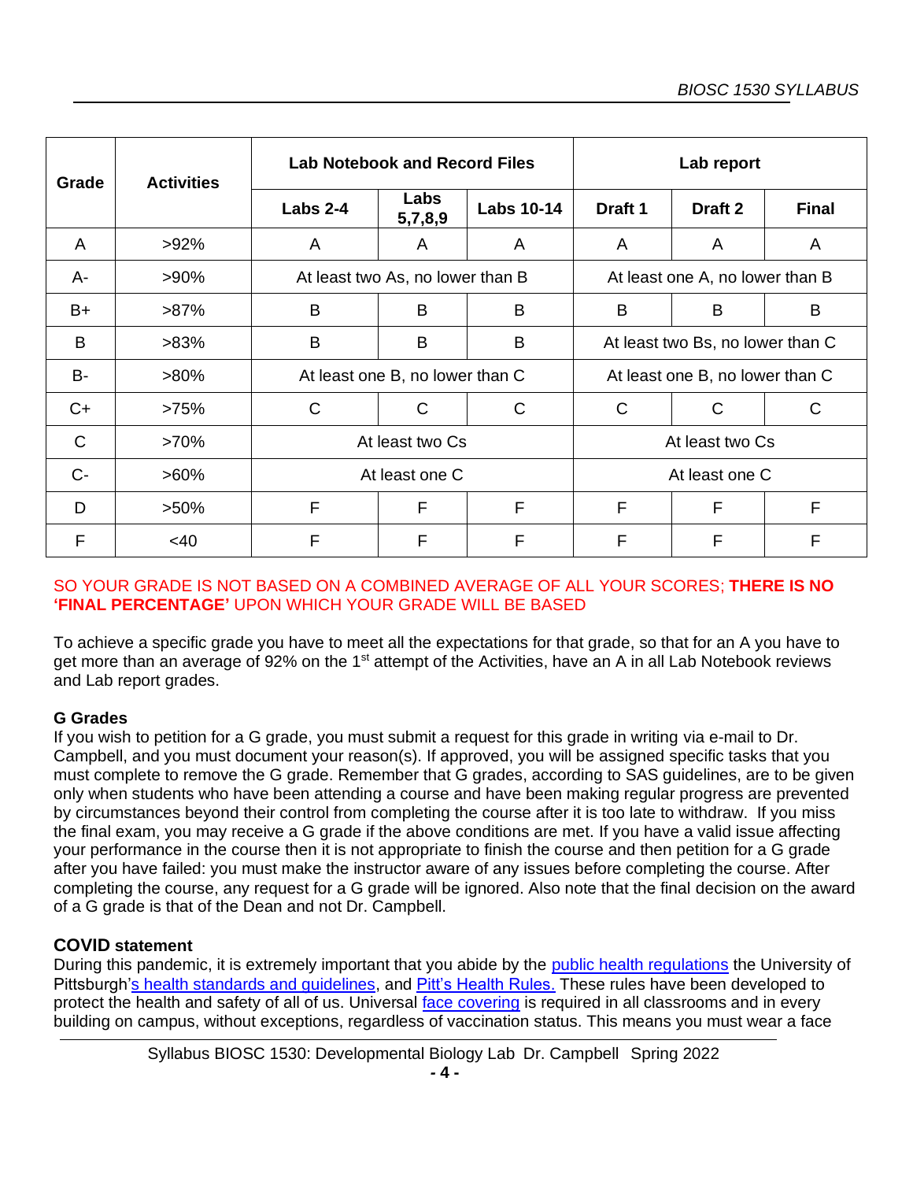| Grade | Activities | Lab Notebook and Record Files | | | Lab report | | |
|---|---|---|---|---|---|---|---|
| | | Labs 2-4 | Labs 5,7,8,9 | Labs 10-14 | Draft 1 | Draft 2 | Final |
| A | >92% | A | A | A | A | A | A |
| A- | >90% | At least two As, no lower than B | | | At least one A, no lower than B | | |
| B+ | >87% | B | B | B | B | B | B |
| B | >83% | B | B | B | At least two Bs, no lower than C | | |
| B- | >80% | At least one B, no lower than C | | | At least one B, no lower than C | | |
| C+ | >75% | C | C | C | C | C | C |
| C | >70% | At least two Cs | | | At least two Cs | | |
| C- | >60% | At least one C | | | At least one C | | |
| D | >50% | F | F | F | F | F | F |
| F | <40 | F | F | F | F | F | F |

SO YOUR GRADE IS NOT BASED ON A COMBINED AVERAGE OF ALL YOUR SCORES; **THERE IS NO 'FINAL PERCENTAGE'** UPON WHICH YOUR GRADE WILL BE BASED

To achieve a specific grade you have to meet all the expectations for that grade, so that for an A you have to get more than an average of 92% on the 1st attempt of the Activities, have an A in all Lab Notebook reviews and Lab report grades.

### G Grades

If you wish to petition for a G grade, you must submit a request for this grade in writing via e-mail to Dr. Campbell, and you must document your reason(s). If approved, you will be assigned specific tasks that you must complete to remove the G grade. Remember that G grades, according to SAS guidelines, are to be given only when students who have been attending a course and have been making regular progress are prevented by circumstances beyond their control from completing the course after it is too late to withdraw. If you miss the final exam, you may receive a G grade if the above conditions are met. If you have a valid issue affecting your performance in the course then it is not appropriate to finish the course and then petition for a G grade after you have failed: you must make the instructor aware of any issues before completing the course. After completing the course, any request for a G grade will be ignored. Also note that the final decision on the award of a G grade is that of the Dean and not Dr. Campbell.

### COVID statement

During this pandemic, it is extremely important that you abide by the public health regulations the University of Pittsburgh's health standards and guidelines, and Pitt's Health Rules. These rules have been developed to protect the health and safety of all of us. Universal face covering is required in all classrooms and in every building on campus, without exceptions, regardless of vaccination status. This means you must wear a face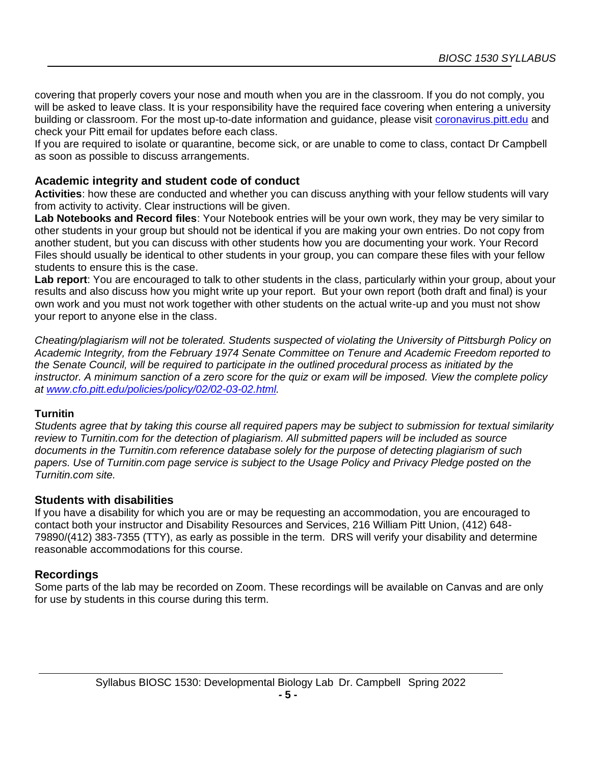covering that properly covers your nose and mouth when you are in the classroom. If you do not comply, you will be asked to leave class. It is your responsibility have the required face covering when entering a university building or classroom. For the most up-to-date information and guidance, please visit [coronavirus.pitt.edu](coronavirus.pitt.edu) and check your Pitt email for updates before each class.
If you are required to isolate or quarantine, become sick, or are unable to come to class, contact Dr Campbell as soon as possible to discuss arrangements.

## Academic integrity and student code of conduct

**Activities**: how these are conducted and whether you can discuss anything with your fellow students will vary from activity to activity. Clear instructions will be given.
**Lab Notebooks and Record files**: Your Notebook entries will be your own work, they may be very similar to other students in your group but should not be identical if you are making your own entries. Do not copy from another student, but you can discuss with other students how you are documenting your work. Your Record Files should usually be identical to other students in your group, you can compare these files with your fellow students to ensure this is the case.
**Lab report**: You are encouraged to talk to other students in the class, particularly within your group, about your results and also discuss how you might write up your report. But your own report (both draft and final) is your own work and you must not work together with other students on the actual write-up and you must not show your report to anyone else in the class.

*Cheating/plagiarism will not be tolerated. Students suspected of violating the University of Pittsburgh Policy on Academic Integrity, from the February 1974 Senate Committee on Tenure and Academic Freedom reported to the Senate Council, will be required to participate in the outlined procedural process as initiated by the instructor. A minimum sanction of a zero score for the quiz or exam will be imposed. View the complete policy at [www.cfo.pitt.edu/policies/policy/02/02-03-02.html](www.cfo.pitt.edu/policies/policy/02/02-03-02.html).*

### Turnitin

*Students agree that by taking this course all required papers may be subject to submission for textual similarity review to Turnitin.com for the detection of plagiarism. All submitted papers will be included as source documents in the Turnitin.com reference database solely for the purpose of detecting plagiarism of such papers. Use of Turnitin.com page service is subject to the Usage Policy and Privacy Pledge posted on the Turnitin.com site.*

## Students with disabilities

If you have a disability for which you are or may be requesting an accommodation, you are encouraged to contact both your instructor and Disability Resources and Services, 216 William Pitt Union, (412) 648-79890/(412) 383-7355 (TTY), as early as possible in the term. DRS will verify your disability and determine reasonable accommodations for this course.

## Recordings

Some parts of the lab may be recorded on Zoom. These recordings will be available on Canvas and are only for use by students in this course during this term.